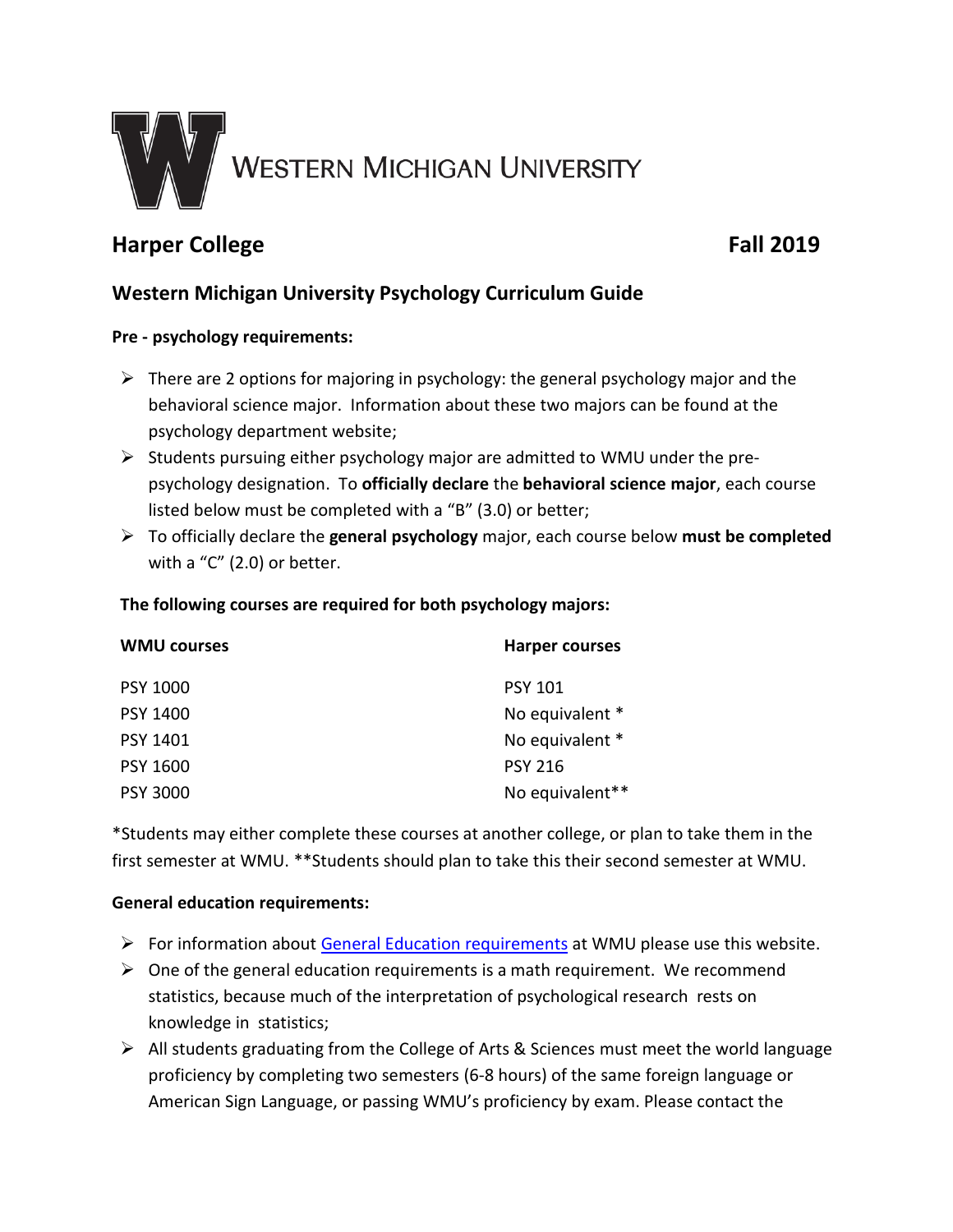# Western Michigan University

## Harper College — Fall 2019

### Western Michigan University Psychology Curriculum Guide

**Pre - psychology requirements:**

- There are 2 options for majoring in psychology: the general psychology major and the behavioral science major. Information about these two majors can be found at the psychology department website;
- Students pursuing either psychology major are admitted to WMU under the pre-psychology designation. To **officially declare** the **behavioral science major**, each course listed below must be completed with a "B" (3.0) or better;
- To officially declare the **general psychology** major, each course below **must be completed** with a "C" (2.0) or better.

**The following courses are required for both psychology majors:**

| WMU courses | Harper courses |
| --- | --- |
| PSY 1000 | PSY 101 |
| PSY 1400 | No equivalent * |
| PSY 1401 | No equivalent * |
| PSY 1600 | PSY 216 |
| PSY 3000 | No equivalent** |

*Students may either complete these courses at another college, or plan to take them in the first semester at WMU. **Students should plan to take this their second semester at WMU.

**General education requirements:**

- For information about General Education requirements at WMU please use this website.
- One of the general education requirements is a math requirement. We recommend statistics, because much of the interpretation of psychological research rests on knowledge in statistics;
- All students graduating from the College of Arts & Sciences must meet the world language proficiency by completing two semesters (6-8 hours) of the same foreign language or American Sign Language, or passing WMU's proficiency by exam. Please contact the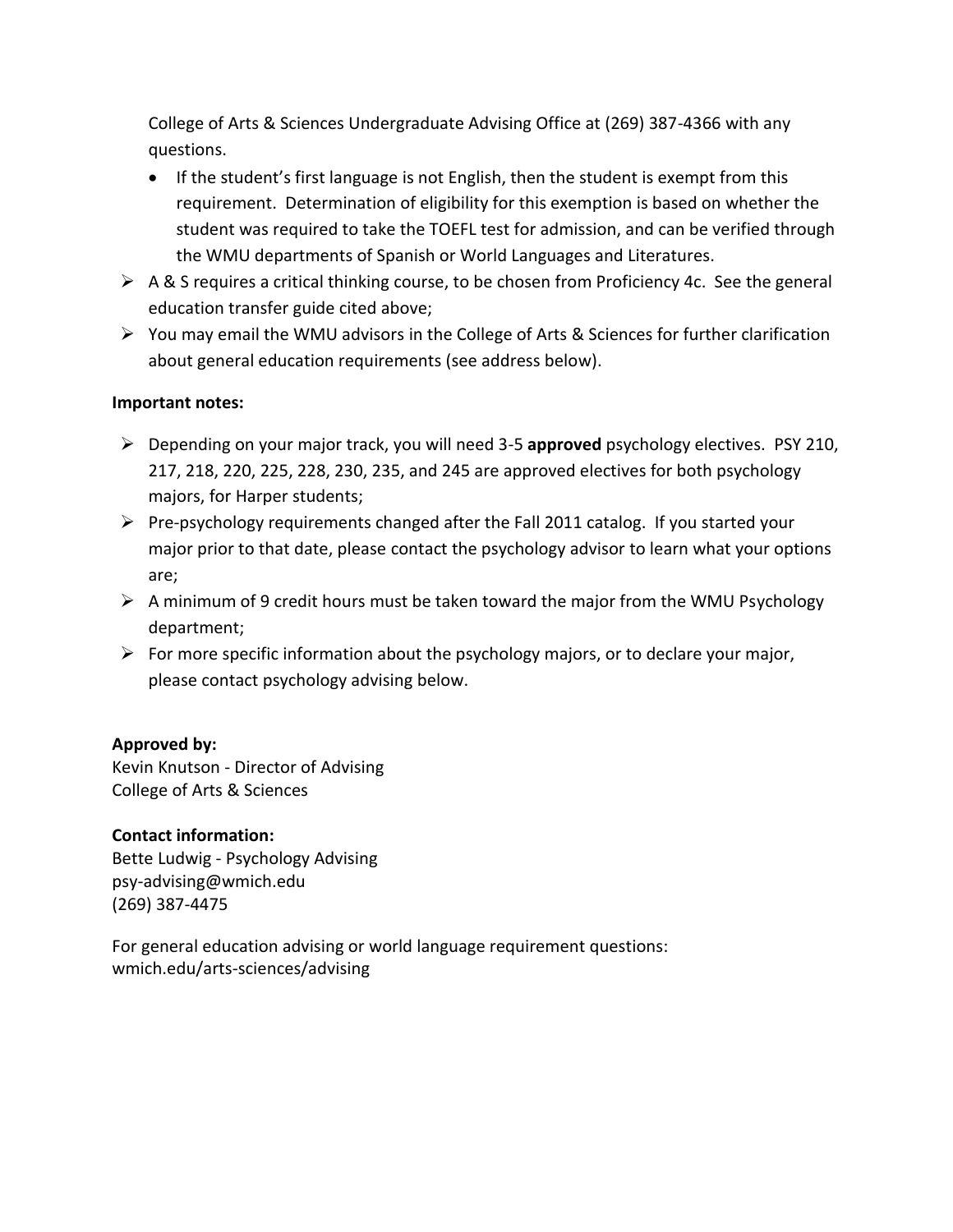College of Arts & Sciences Undergraduate Advising Office at (269) 387-4366 with any questions.

  - If the student's first language is not English, then the student is exempt from this requirement. Determination of eligibility for this exemption is based on whether the student was required to take the TOEFL test for admission, and can be verified through the WMU departments of Spanish or World Languages and Literatures.

- A & S requires a critical thinking course, to be chosen from Proficiency 4c. See the general education transfer guide cited above;
- You may email the WMU advisors in the College of Arts & Sciences for further clarification about general education requirements (see address below).

**Important notes:**

- Depending on your major track, you will need 3-5 **approved** psychology electives. PSY 210, 217, 218, 220, 225, 228, 230, 235, and 245 are approved electives for both psychology majors, for Harper students;
- Pre-psychology requirements changed after the Fall 2011 catalog. If you started your major prior to that date, please contact the psychology advisor to learn what your options are;
- A minimum of 9 credit hours must be taken toward the major from the WMU Psychology department;
- For more specific information about the psychology majors, or to declare your major, please contact psychology advising below.

**Approved by:**
Kevin Knutson - Director of Advising
College of Arts & Sciences

**Contact information:**
Bette Ludwig - Psychology Advising
psy-advising@wmich.edu
(269) 387-4475

For general education advising or world language requirement questions:
wmich.edu/arts-sciences/advising